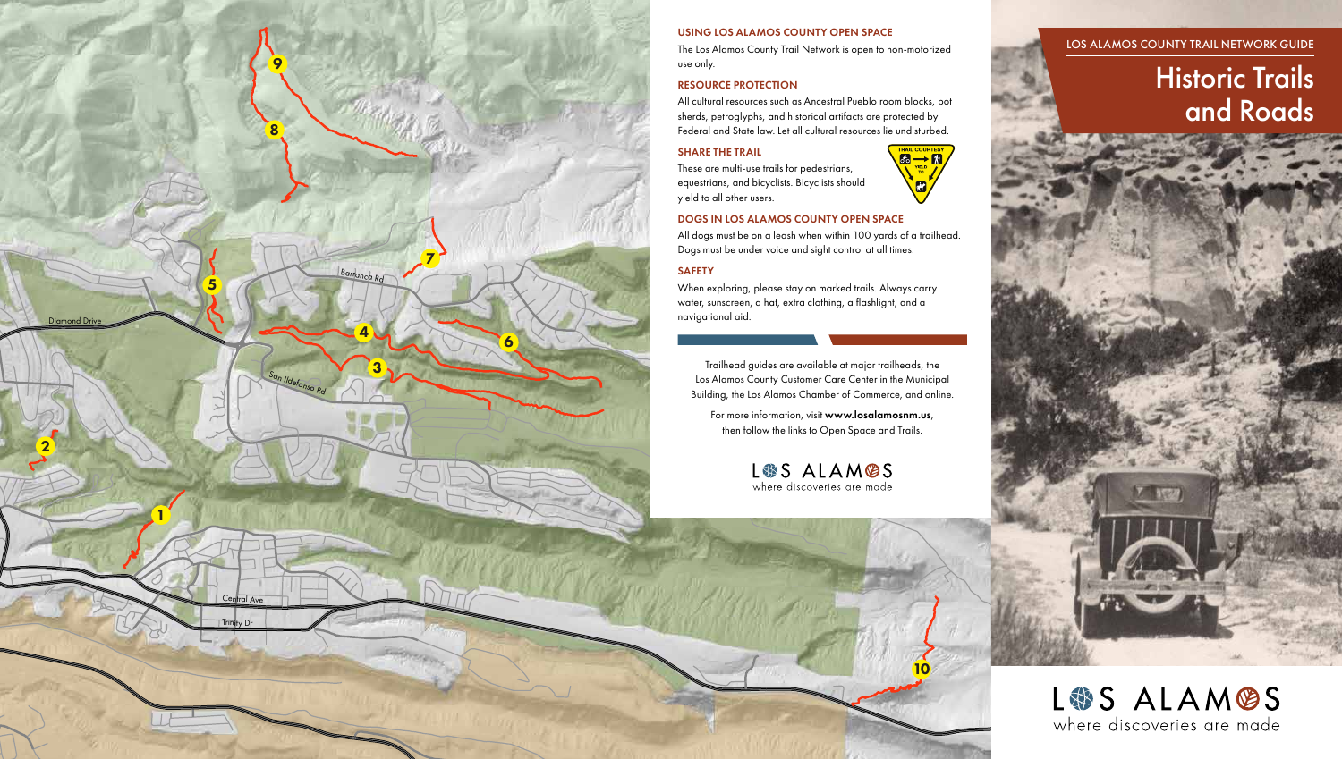LOS ALAMOS COUNTY TRAIL NETWORK GUIDE

# Historic Trails and Roads

LOS ALAMOS
where discoveries are made

### USING LOS ALAMOS COUNTY OPEN SPACE

The Los Alamos County Trail Network is open to non-motorized use only.

### RESOURCE PROTECTION

All cultural resources such as Ancestral Pueblo room blocks, pot sherds, petroglyphs, and historical artifacts are protected by Federal and State law. Let all cultural resources lie undisturbed.

### SHARE THE TRAIL

These are multi-use trails for pedestrians, equestrians, and bicyclists. Bicyclists should yield to all other users.

TRAIL COURTESY
YIELD TO

### DOGS IN LOS ALAMOS COUNTY OPEN SPACE

All dogs must be on a leash when within 100 yards of a trailhead. Dogs must be under voice and sight control at all times.

### SAFETY

When exploring, please stay on marked trails. Always carry water, sunscreen, a hat, extra clothing, a flashlight, and a navigational aid.

Trailhead guides are available at major trailheads, the Los Alamos County Customer Care Center in the Municipal Building, the Los Alamos Chamber of Commerce, and online.

For more information, visit **www.losalamosnm.us**, then follow the links to Open Space and Trails.

LOS ALAMOS
where discoveries are made

Diamond Drive
Barranca Rd
San Ildefonso Rd
Central Ave
Trinity Dr

1 2 3 4 5 6 7 8 9 10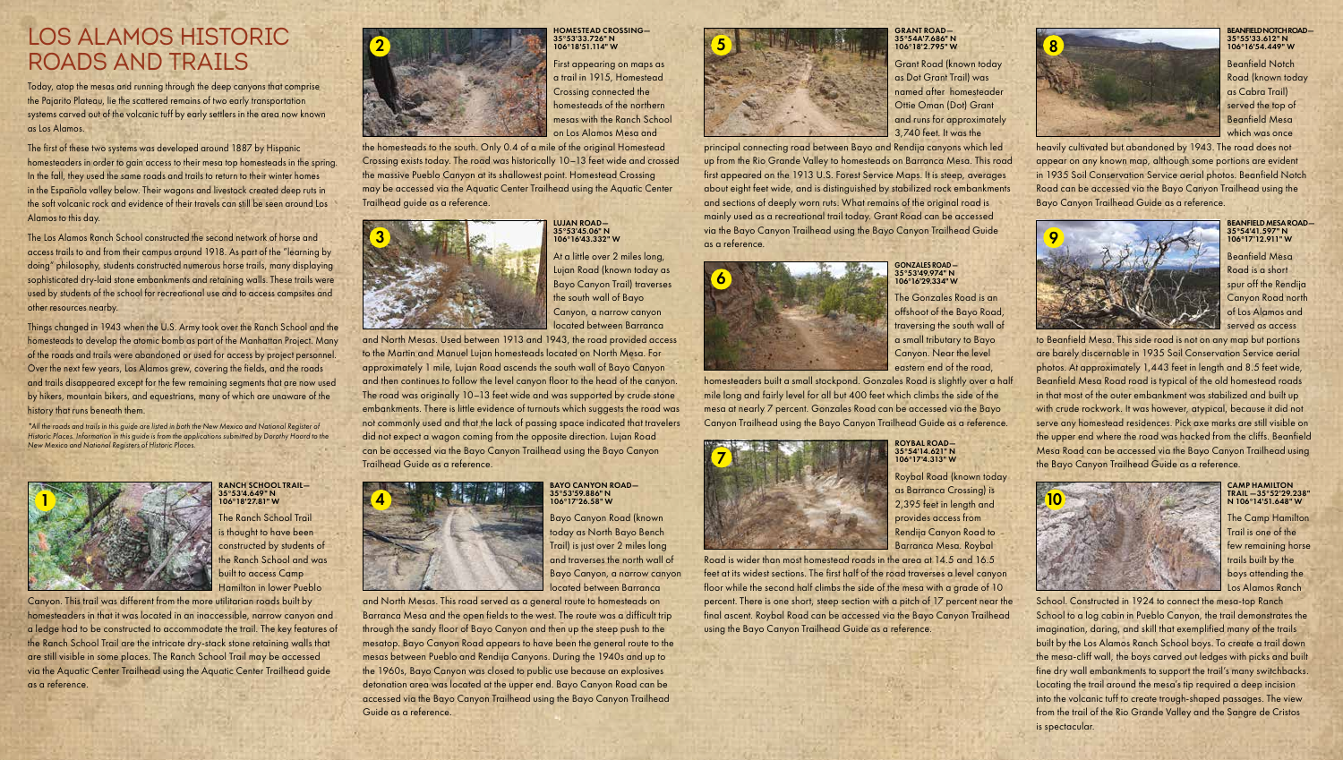# LOS ALAMOS HISTORIC ROADS AND TRAILS

Today, atop the mesas and running through the deep canyons that comprise the Pajarito Plateau, lie the scattered remains of two early transportation systems carved out of the volcanic tuff by early settlers in the area now known as Los Alamos.

The first of these two systems was developed around 1887 by Hispanic homesteaders in order to gain access to their mesa top homesteads in the spring. In the fall, they used the same roads and trails to return to their winter homes in the Española valley below. Their wagons and livestock created deep ruts in the soft volcanic rock and evidence of their travels can still be seen around Los Alamos to this day.

The Los Alamos Ranch School constructed the second network of horse and access trails to and from their campus around 1918. As part of the "learning by doing" philosophy, students constructed numerous horse trails, many displaying sophisticated dry-laid stone embankments and retaining walls. These trails were used by students of the school for recreational use and to access campsites and other resources nearby.

Things changed in 1943 when the U.S. Army took over the Ranch School and the homesteads to develop the atomic bomb as part of the Manhattan Project. Many of the roads and trails were abandoned or used for access by project personnel. Over the next few years, Los Alamos grew, covering the fields, and the roads and trails disappeared except for the few remaining segments that are now used by hikers, mountain bikers, and equestrians, many of which are unaware of the history that runs beneath them.

*All the roads and trails in this guide are listed in both the New Mexico and National Register of Historic Places. Information in this guide is from the applications submitted by Dorothy Hoard to the New Mexico and National Registers of Historic Places.*

### 1 RANCH SCHOOL TRAIL—35°53'4.649" N 106°18'27.81" W

The Ranch School Trail is thought to have been constructed by students of the Ranch School and was built to access Camp Hamilton in lower Pueblo Canyon. This trail was different from the more utilitarian roads built by homesteaders in that it was located in an inaccessible, narrow canyon and a ledge had to be constructed to accommodate the trail. The key features of the Ranch School Trail are the intricate dry-stack stone retaining walls that are still visible in some places. The Ranch School Trail may be accessed via the Aquatic Center Trailhead using the Aquatic Center Trailhead guide as a reference.

### 2 HOMESTEAD CROSSING—35°53'33.726" N 106°18'51.114" W

First appearing on maps as a trail in 1915, Homestead Crossing connected the homesteads of the northern mesas with the Ranch School on Los Alamos Mesa and the homesteads to the south. Only 0.4 of a mile of the original Homestead Crossing exists today. The road was historically 10–13 feet wide and crossed the massive Pueblo Canyon at its shallowest point. Homestead Crossing may be accessed via the Aquatic Center Trailhead using the Aquatic Center Trailhead guide as a reference.

### 3 LUJAN ROAD—35°53'45.06" N 106°16'43.332" W

At a little over 2 miles long, Lujan Road (known today as Bayo Canyon Trail) traverses the south wall of Bayo Canyon, a narrow canyon located between Barranca and North Mesas. Used between 1913 and 1943, the road provided access to the Martin and Manuel Lujan homesteads located on North Mesa. For approximately 1 mile, Lujan Road ascends the south wall of Bayo Canyon and then continues to follow the level canyon floor to the head of the canyon. The road was originally 10–13 feet wide and was supported by crude stone embankments. There is little evidence of turnouts which suggests the road was not commonly used and that the lack of passing space indicated that travelers did not expect a wagon coming from the opposite direction. Lujan Road can be accessed via the Bayo Canyon Trailhead using the Bayo Canyon Trailhead Guide as a reference.

### 4 BAYO CANYON ROAD—35°53'59.886" N 106°17'26.58" W

Bayo Canyon Road (known today as North Bayo Bench Trail) is just over 2 miles long and traverses the north wall of Bayo Canyon, a narrow canyon located between Barranca and North Mesas. This road served as a general route to homesteads on Barranca Mesa and the open fields to the west. The route was a difficult trip through the sandy floor of Bayo Canyon and then up the steep push to the mesatop. Bayo Canyon Road appears to have been the general route to the mesas between Pueblo and Rendija Canyons. During the 1940s and up to the 1960s, Bayo Canyon was closed to public use because an explosives detonation area was located at the upper end. Bayo Canyon Road can be accessed via the Bayo Canyon Trailhead using the Bayo Canyon Trailhead Guide as a reference.

### 5 GRANT ROAD—35°54'7.686" N 106°18'2.795" W

Grant Road (known today as Dot Grant Trail) was named after homesteader Ottie Oman (Dot) Grant and runs for approximately 3,740 feet. It was the principal connecting road between Bayo and Rendija canyons which led up from the Rio Grande Valley to homesteads on Barranca Mesa. This road first appeared on the 1913 U.S. Forest Service Maps. It is steep, averages about eight feet wide, and is distinguished by stabilized rock embankments and sections of deeply worn ruts. What remains of the original road is mainly used as a recreational trail today. Grant Road can be accessed via the Bayo Canyon Trailhead using the Bayo Canyon Trailhead Guide as a reference.

### 6 GONZALES ROAD—35°53'49.974" N 106°16'29.334" W

The Gonzales Road is an offshoot of the Bayo Road, traversing the south wall of a small tributary to Bayo Canyon. Near the level eastern end of the road, homesteaders built a small stockpond. Gonzales Road is slightly over a half mile long and fairly level for all but 400 feet which climbs the side of the mesa at nearly 7 percent. Gonzales Road can be accessed via the Bayo Canyon Trailhead using the Bayo Canyon Trailhead Guide as a reference.

### 7 ROYBAL ROAD—35°54'14.621" N 106°17'4.313" W

Roybal Road (known today as Barranca Crossing) is 2,395 feet in length and provides access from Rendija Canyon Road to Barranca Mesa. Roybal Road is wider than most homestead roads in the area at 14.5 and 16.5 feet at its widest sections. The first half of the road traverses a level canyon floor while the second half climbs the side of the mesa with a grade of 10 percent. There is one short, steep section with a pitch of 17 percent near the final ascent. Roybal Road can be accessed via the Bayo Canyon Trailhead using the Bayo Canyon Trailhead Guide as a reference.

### 8 BEANFIELD NOTCH ROAD—35°55'33.612" N 106°16'54.449" W

Beanfield Notch Road (known today as Cabra Trail) served the top of Beanfield Mesa which was once heavily cultivated but abandoned by 1943. The road does not appear on any known map, although some portions are evident in 1935 Soil Conservation Service aerial photos. Beanfield Notch Road can be accessed via the Bayo Canyon Trailhead using the Bayo Canyon Trailhead Guide as a reference.

### 9 BEANFIELD MESA ROAD—35°54'41.597" N 106°17'12.911" W

Beanfield Mesa Road is a short spur off the Rendija Canyon Road north of Los Alamos and served as access to Beanfield Mesa. This side road is not on any map but portions are barely discernable in 1935 Soil Conservation Service aerial photos. At approximately 1,443 feet in length and 8.5 feet wide, Beanfield Mesa Road road is typical of the old homestead roads in that most of the outer embankment was stabilized and built up with crude rockwork. It was however, atypical, because it did not serve any homestead residences. Pick axe marks are still visible on the upper end where the road was hacked from the cliffs. Beanfield Mesa Road can be accessed via the Bayo Canyon Trailhead using the Bayo Canyon Trailhead Guide as a reference.

### 10 CAMP HAMILTON TRAIL—35°52'29.238" N 106°14'51.648" W

The Camp Hamilton Trail is one of the few remaining horse trails built by the boys attending the Los Alamos Ranch School. Constructed in 1924 to connect the mesa-top Ranch School to a log cabin in Pueblo Canyon, the trail demonstrates the imagination, daring, and skill that exemplified many of the trails built by the Los Alamos Ranch School boys. To create a trail down the mesa-cliff wall, the boys carved out ledges with picks and built fine dry wall embankments to support the trail's many switchbacks. Locating the trail around the mesa's tip required a deep incision into the volcanic tuff to create trough-shaped passages. The view from the trail of the Rio Grande Valley and the Sangre de Cristos is spectacular.